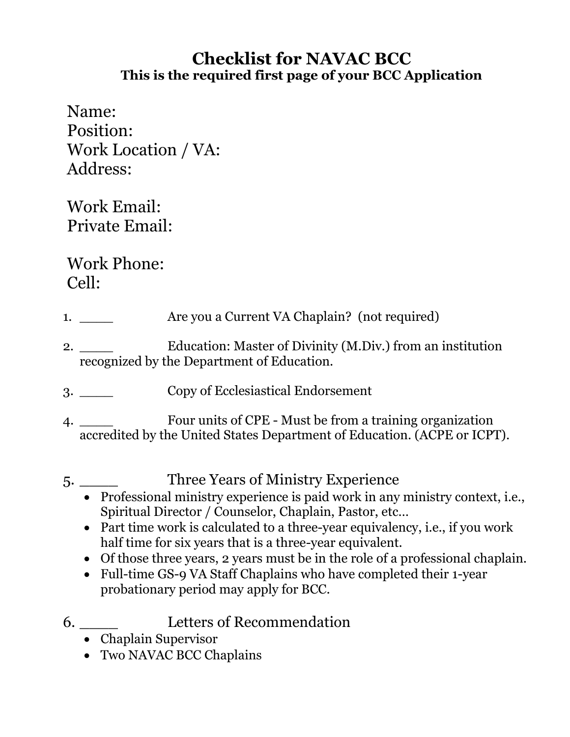# Checklist for NAVAC BCC

**This is the required first page of your BCC Application**

Name:
Position:
Work Location / VA:
Address:

Work Email:
Private Email:

Work Phone:
Cell:

1. ____ Are you a Current VA Chaplain? (not required)

2. ____ Education: Master of Divinity (M.Div.) from an institution recognized by the Department of Education.

3. ____ Copy of Ecclesiastical Endorsement

4. ____ Four units of CPE - Must be from a training organization accredited by the United States Department of Education. (ACPE or ICPT).

5. ____ Three Years of Ministry Experience
   - Professional ministry experience is paid work in any ministry context, i.e., Spiritual Director / Counselor, Chaplain, Pastor, etc…
   - Part time work is calculated to a three-year equivalency, i.e., if you work half time for six years that is a three-year equivalent.
   - Of those three years, 2 years must be in the role of a professional chaplain.
   - Full-time GS-9 VA Staff Chaplains who have completed their 1-year probationary period may apply for BCC.

6. ____ Letters of Recommendation
   - Chaplain Supervisor
   - Two NAVAC BCC Chaplains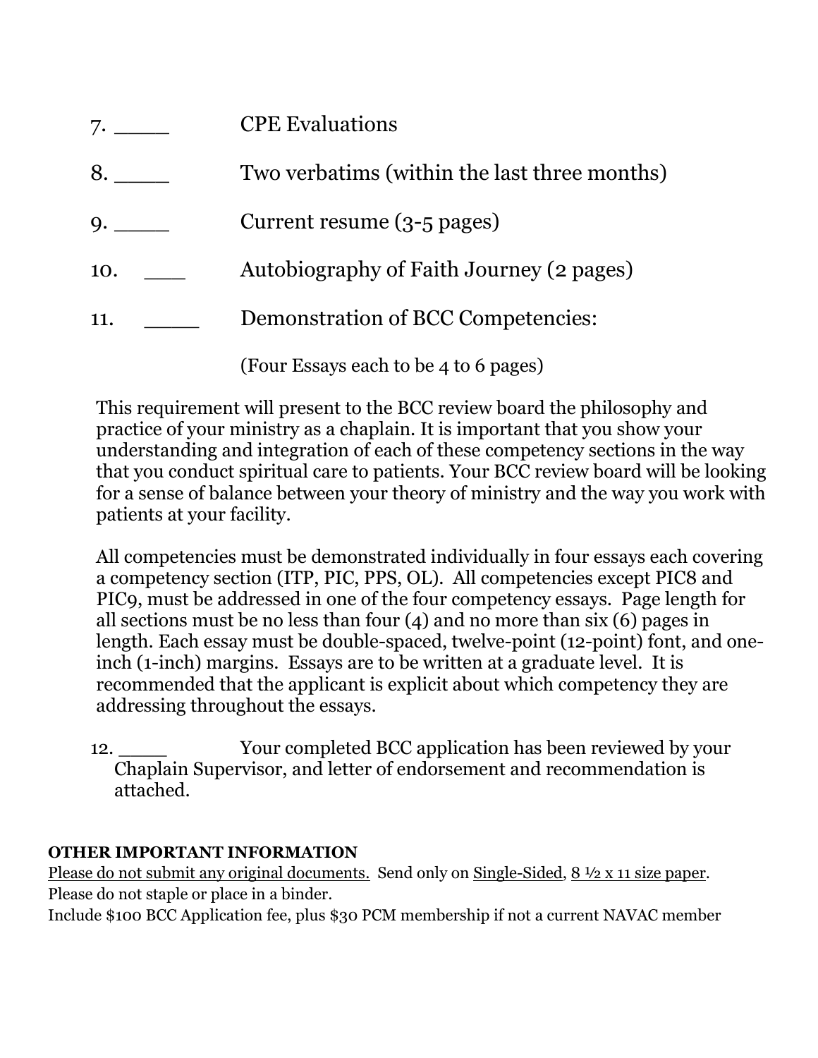7. ____ CPE Evaluations

8. ____ Two verbatims (within the last three months)

9. ____ Current resume (3-5 pages)

10. ___ Autobiography of Faith Journey (2 pages)

11. ____ Demonstration of BCC Competencies:

(Four Essays each to be 4 to 6 pages)

This requirement will present to the BCC review board the philosophy and practice of your ministry as a chaplain. It is important that you show your understanding and integration of each of these competency sections in the way that you conduct spiritual care to patients. Your BCC review board will be looking for a sense of balance between your theory of ministry and the way you work with patients at your facility.

All competencies must be demonstrated individually in four essays each covering a competency section (ITP, PIC, PPS, OL). All competencies except PIC8 and PIC9, must be addressed in one of the four competency essays. Page length for all sections must be no less than four (4) and no more than six (6) pages in length. Each essay must be double-spaced, twelve-point (12-point) font, and one-inch (1-inch) margins. Essays are to be written at a graduate level. It is recommended that the applicant is explicit about which competency they are addressing throughout the essays.

12. ____ Your completed BCC application has been reviewed by your Chaplain Supervisor, and letter of endorsement and recommendation is attached.

**OTHER IMPORTANT INFORMATION**

Please do not submit any original documents. Send only on Single-Sided, 8 ½ x 11 size paper.
Please do not staple or place in a binder.
Include $100 BCC Application fee, plus $30 PCM membership if not a current NAVAC member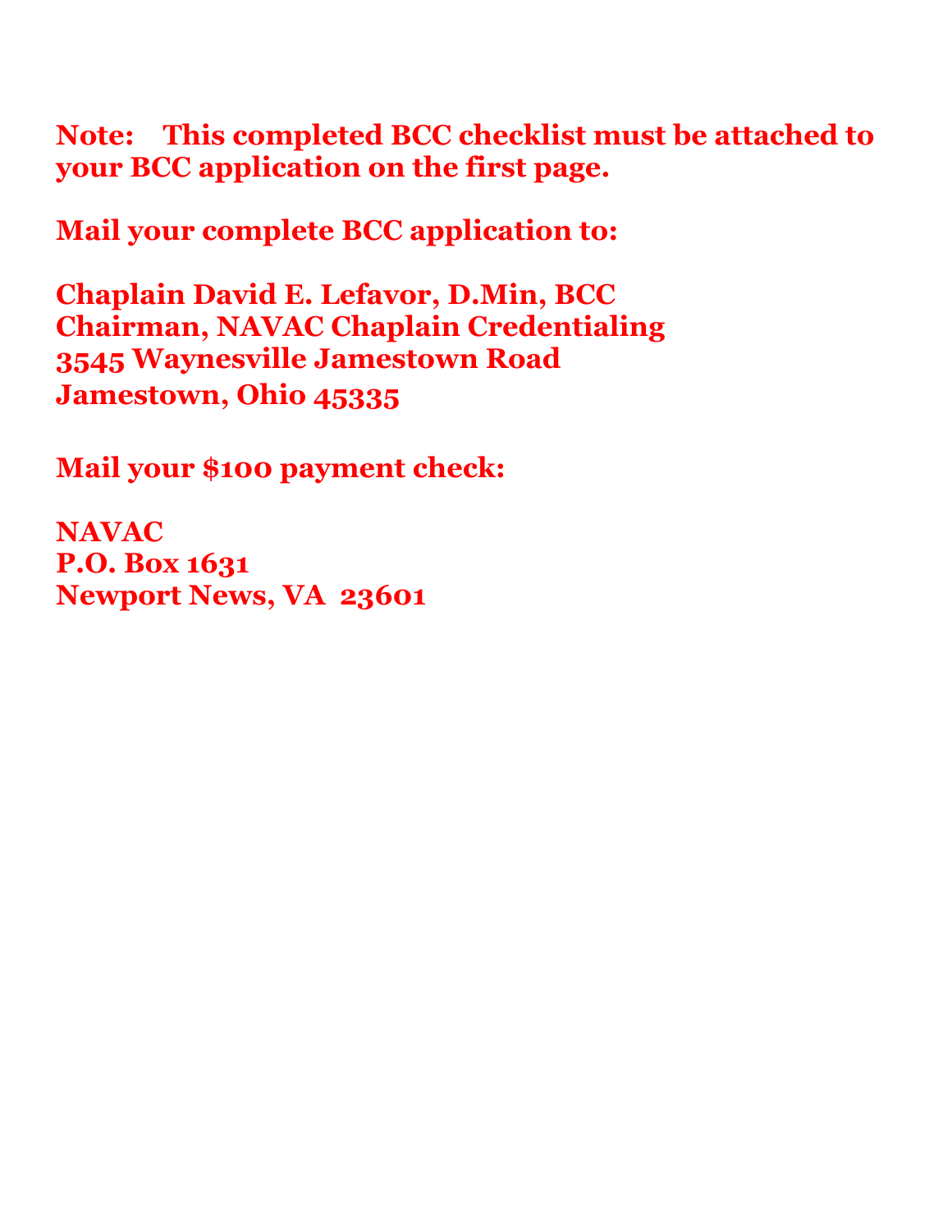**Note: This completed BCC checklist must be attached to your BCC application on the first page.**

**Mail your complete BCC application to:**

**Chaplain David E. Lefavor, D.Min, BCC**
**Chairman, NAVAC Chaplain Credentialing**
**3545 Waynesville Jamestown Road**
**Jamestown, Ohio 45335**

**Mail your $100 payment check:**

**NAVAC**
**P.O. Box 1631**
**Newport News, VA 23601**